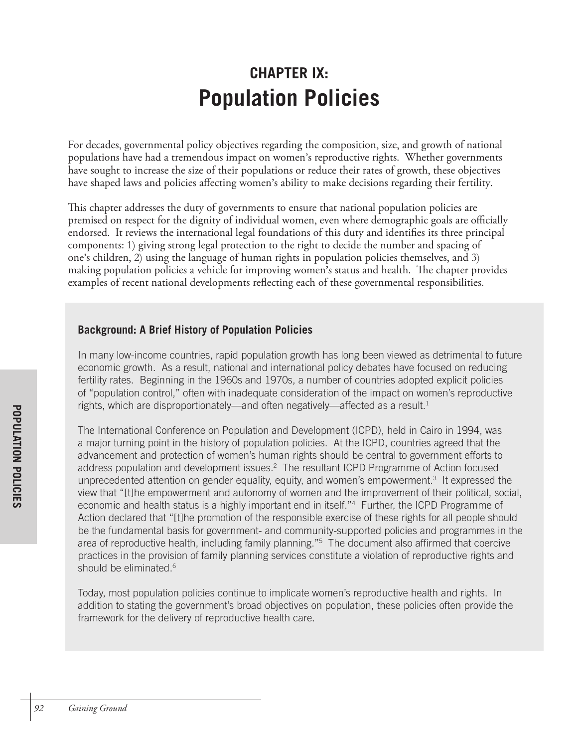# CHAPTER IX: Population Policies

For decades, governmental policy objectives regarding the composition, size, and growth of national populations have had a tremendous impact on women's reproductive rights. Whether governments have sought to increase the size of their populations or reduce their rates of growth, these objectives have shaped laws and policies affecting women's ability to make decisions regarding their fertility.

This chapter addresses the duty of governments to ensure that national population policies are premised on respect for the dignity of individual women, even where demographic goals are officially endorsed. It reviews the international legal foundations of this duty and identifies its three principal components: 1) giving strong legal protection to the right to decide the number and spacing of one's children, 2) using the language of human rights in population policies themselves, and 3) making population policies a vehicle for improving women's status and health. The chapter provides examples of recent national developments reflecting each of these governmental responsibilities.

### Background: A Brief History of Population Policies

In many low-income countries, rapid population growth has long been viewed as detrimental to future economic growth. As a result, national and international policy debates have focused on reducing fertility rates. Beginning in the 1960s and 1970s, a number of countries adopted explicit policies of "population control," often with inadequate consideration of the impact on women's reproductive rights, which are disproportionately—and often negatively—affected as a result.[1]

The International Conference on Population and Development (ICPD), held in Cairo in 1994, was a major turning point in the history of population policies. At the ICPD, countries agreed that the advancement and protection of women's human rights should be central to government efforts to address population and development issues.[2] The resultant ICPD Programme of Action focused unprecedented attention on gender equality, equity, and women's empowerment.[3] It expressed the view that "[t]he empowerment and autonomy of women and the improvement of their political, social, economic and health status is a highly important end in itself."[4] Further, the ICPD Programme of Action declared that "[t]he promotion of the responsible exercise of these rights for all people should be the fundamental basis for government- and community-supported policies and programmes in the area of reproductive health, including family planning."[5] The document also affirmed that coercive practices in the provision of family planning services constitute a violation of reproductive rights and should be eliminated.[6]

Today, most population policies continue to implicate women's reproductive health and rights. In addition to stating the government's broad objectives on population, these policies often provide the framework for the delivery of reproductive health care.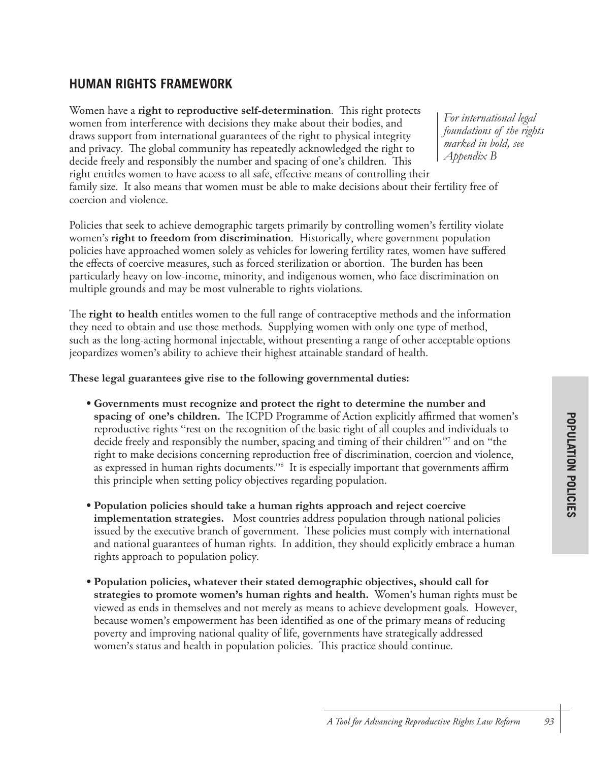## HUMAN RIGHTS FRAMEWORK

*For international legal foundations of the rights marked in bold, see Appendix B*

Women have a **right to reproductive self-determination**. This right protects women from interference with decisions they make about their bodies, and draws support from international guarantees of the right to physical integrity and privacy. The global community has repeatedly acknowledged the right to decide freely and responsibly the number and spacing of one's children. This right entitles women to have access to all safe, effective means of controlling their family size. It also means that women must be able to make decisions about their fertility free of coercion and violence.

Policies that seek to achieve demographic targets primarily by controlling women's fertility violate women's **right to freedom from discrimination**. Historically, where government population policies have approached women solely as vehicles for lowering fertility rates, women have suffered the effects of coercive measures, such as forced sterilization or abortion. The burden has been particularly heavy on low-income, minority, and indigenous women, who face discrimination on multiple grounds and may be most vulnerable to rights violations.

The **right to health** entitles women to the full range of contraceptive methods and the information they need to obtain and use those methods. Supplying women with only one type of method, such as the long-acting hormonal injectable, without presenting a range of other acceptable options jeopardizes women's ability to achieve their highest attainable standard of health.

**These legal guarantees give rise to the following governmental duties:**

- **Governments must recognize and protect the right to determine the number and spacing of one's children.** The ICPD Programme of Action explicitly affirmed that women's reproductive rights "rest on the recognition of the basic right of all couples and individuals to decide freely and responsibly the number, spacing and timing of their children"[7] and on "the right to make decisions concerning reproduction free of discrimination, coercion and violence, as expressed in human rights documents."[8] It is especially important that governments affirm this principle when setting policy objectives regarding population.

- **Population policies should take a human rights approach and reject coercive implementation strategies.** Most countries address population through national policies issued by the executive branch of government. These policies must comply with international and national guarantees of human rights. In addition, they should explicitly embrace a human rights approach to population policy.

- **Population policies, whatever their stated demographic objectives, should call for strategies to promote women's human rights and health.** Women's human rights must be viewed as ends in themselves and not merely as means to achieve development goals. However, because women's empowerment has been identified as one of the primary means of reducing poverty and improving national quality of life, governments have strategically addressed women's status and health in population policies. This practice should continue.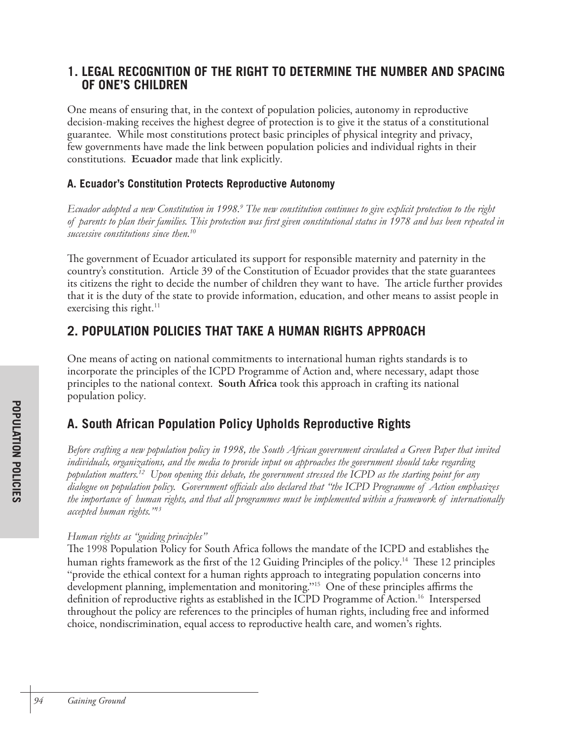## 1. LEGAL RECOGNITION OF THE RIGHT TO DETERMINE THE NUMBER AND SPACING OF ONE'S CHILDREN

One means of ensuring that, in the context of population policies, autonomy in reproductive decision-making receives the highest degree of protection is to give it the status of a constitutional guarantee. While most constitutions protect basic principles of physical integrity and privacy, few governments have made the link between population policies and individual rights in their constitutions. **Ecuador** made that link explicitly.

### A. Ecuador's Constitution Protects Reproductive Autonomy

*Ecuador adopted a new Constitution in 1998.[9] The new constitution continues to give explicit protection to the right of parents to plan their families. This protection was first given constitutional status in 1978 and has been repeated in successive constitutions since then.[10]*

The government of Ecuador articulated its support for responsible maternity and paternity in the country's constitution. Article 39 of the Constitution of Ecuador provides that the state guarantees its citizens the right to decide the number of children they want to have. The article further provides that it is the duty of the state to provide information, education, and other means to assist people in exercising this right.[11]

## 2. POPULATION POLICIES THAT TAKE A HUMAN RIGHTS APPROACH

One means of acting on national commitments to international human rights standards is to incorporate the principles of the ICPD Programme of Action and, where necessary, adapt those principles to the national context. **South Africa** took this approach in crafting its national population policy.

### A. South African Population Policy Upholds Reproductive Rights

*Before crafting a new population policy in 1998, the South African government circulated a Green Paper that invited individuals, organizations, and the media to provide input on approaches the government should take regarding population matters.[12] Upon opening this debate, the government stressed the ICPD as the starting point for any dialogue on population policy. Government officials also declared that "the ICPD Programme of Action emphasizes the importance of human rights, and that all programmes must be implemented within a framework of internationally accepted human rights."[13]*

*Human rights as "guiding principles"*

The 1998 Population Policy for South Africa follows the mandate of the ICPD and establishes the human rights framework as the first of the 12 Guiding Principles of the policy.[14] These 12 principles "provide the ethical context for a human rights approach to integrating population concerns into development planning, implementation and monitoring."[15] One of these principles affirms the definition of reproductive rights as established in the ICPD Programme of Action.[16] Interspersed throughout the policy are references to the principles of human rights, including free and informed choice, nondiscrimination, equal access to reproductive health care, and women's rights.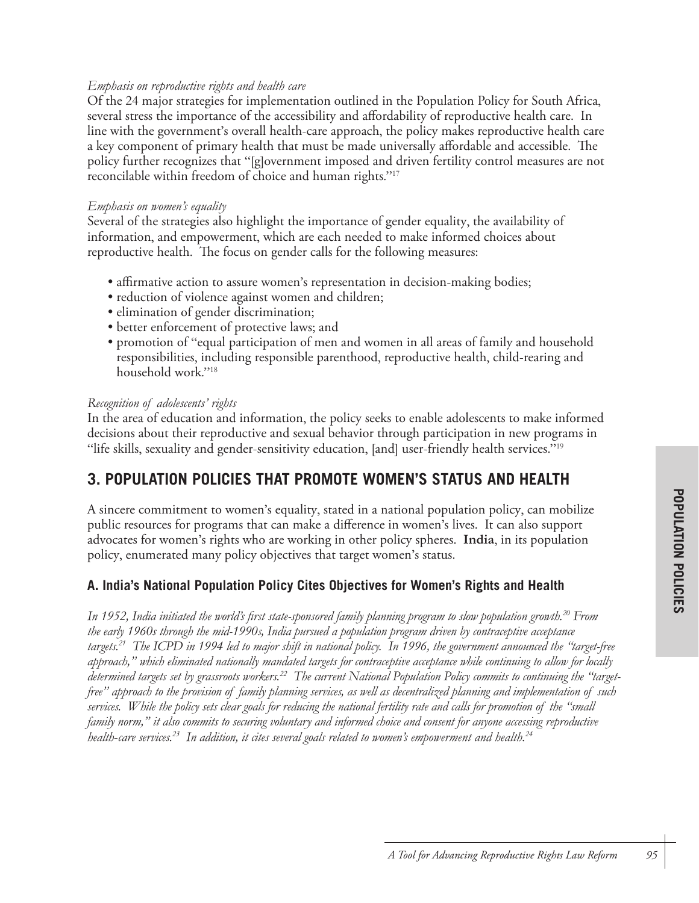*Emphasis on reproductive rights and health care*

Of the 24 major strategies for implementation outlined in the Population Policy for South Africa, several stress the importance of the accessibility and affordability of reproductive health care. In line with the government's overall health-care approach, the policy makes reproductive health care a key component of primary health that must be made universally affordable and accessible. The policy further recognizes that "[g]overnment imposed and driven fertility control measures are not reconcilable within freedom of choice and human rights."[17]

*Emphasis on women's equality*

Several of the strategies also highlight the importance of gender equality, the availability of information, and empowerment, which are each needed to make informed choices about reproductive health. The focus on gender calls for the following measures:

- affirmative action to assure women's representation in decision-making bodies;
- reduction of violence against women and children;
- elimination of gender discrimination;
- better enforcement of protective laws; and
- promotion of "equal participation of men and women in all areas of family and household responsibilities, including responsible parenthood, reproductive health, child-rearing and household work."[18]

*Recognition of adolescents' rights*

In the area of education and information, the policy seeks to enable adolescents to make informed decisions about their reproductive and sexual behavior through participation in new programs in "life skills, sexuality and gender-sensitivity education, [and] user-friendly health services."[19]

## 3. POPULATION POLICIES THAT PROMOTE WOMEN'S STATUS AND HEALTH

A sincere commitment to women's equality, stated in a national population policy, can mobilize public resources for programs that can make a difference in women's lives. It can also support advocates for women's rights who are working in other policy spheres. **India**, in its population policy, enumerated many policy objectives that target women's status.

### A. India's National Population Policy Cites Objectives for Women's Rights and Health

*In 1952, India initiated the world's first state-sponsored family planning program to slow population growth.[20] From the early 1960s through the mid-1990s, India pursued a population program driven by contraceptive acceptance targets.[21] The ICPD in 1994 led to major shift in national policy. In 1996, the government announced the "target-free approach," which eliminated nationally mandated targets for contraceptive acceptance while continuing to allow for locally determined targets set by grassroots workers.[22] The current National Population Policy commits to continuing the "target-free" approach to the provision of family planning services, as well as decentralized planning and implementation of such services. While the policy sets clear goals for reducing the national fertility rate and calls for promotion of the "small family norm," it also commits to securing voluntary and informed choice and consent for anyone accessing reproductive health-care services.[23] In addition, it cites several goals related to women's empowerment and health.[24]*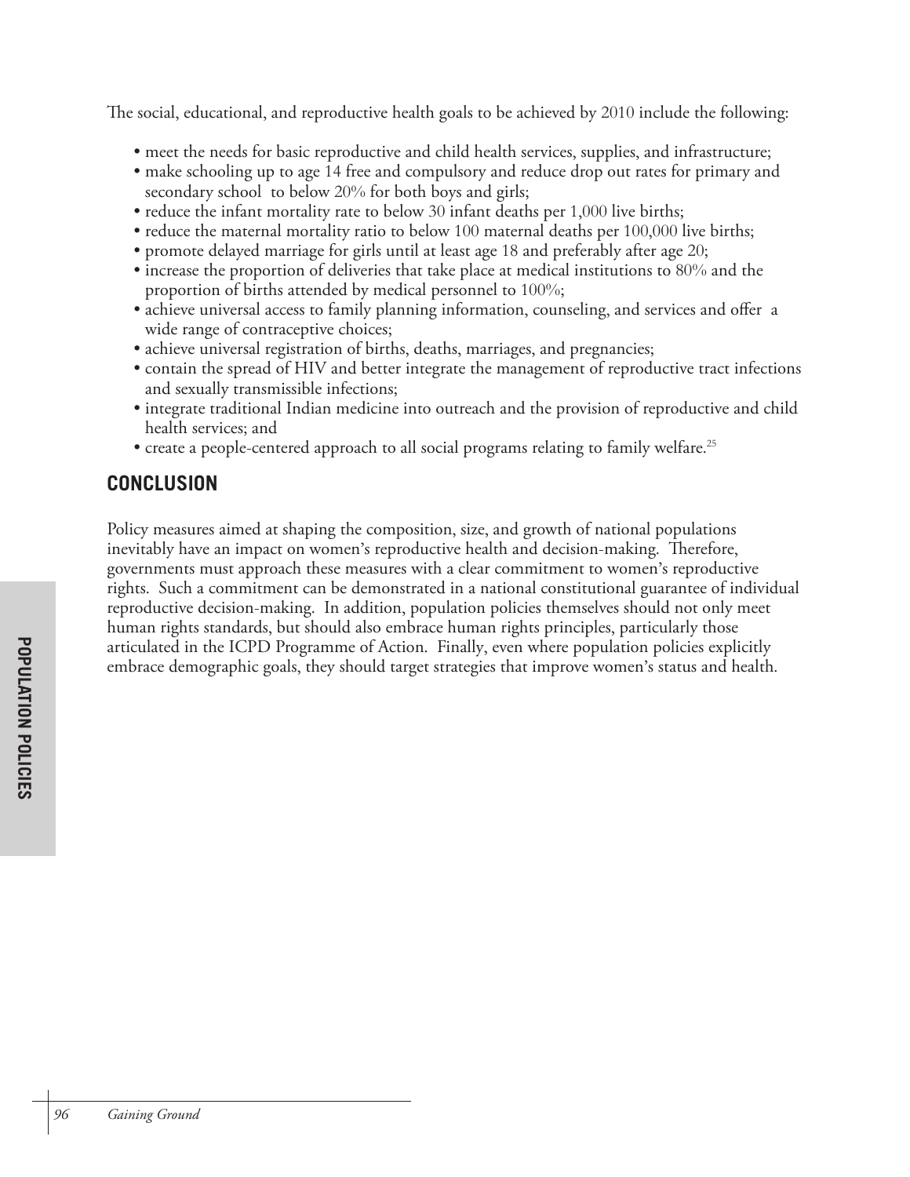The social, educational, and reproductive health goals to be achieved by 2010 include the following:

- meet the needs for basic reproductive and child health services, supplies, and infrastructure;
- make schooling up to age 14 free and compulsory and reduce drop out rates for primary and secondary school to below 20% for both boys and girls;
- reduce the infant mortality rate to below 30 infant deaths per 1,000 live births;
- reduce the maternal mortality ratio to below 100 maternal deaths per 100,000 live births;
- promote delayed marriage for girls until at least age 18 and preferably after age 20;
- increase the proportion of deliveries that take place at medical institutions to 80% and the proportion of births attended by medical personnel to 100%;
- achieve universal access to family planning information, counseling, and services and offer a wide range of contraceptive choices;
- achieve universal registration of births, deaths, marriages, and pregnancies;
- contain the spread of HIV and better integrate the management of reproductive tract infections and sexually transmissible infections;
- integrate traditional Indian medicine into outreach and the provision of reproductive and child health services; and
- create a people-centered approach to all social programs relating to family welfare.[25]

## CONCLUSION

Policy measures aimed at shaping the composition, size, and growth of national populations inevitably have an impact on women's reproductive health and decision-making. Therefore, governments must approach these measures with a clear commitment to women's reproductive rights. Such a commitment can be demonstrated in a national constitutional guarantee of individual reproductive decision-making. In addition, population policies themselves should not only meet human rights standards, but should also embrace human rights principles, particularly those articulated in the ICPD Programme of Action. Finally, even where population policies explicitly embrace demographic goals, they should target strategies that improve women's status and health.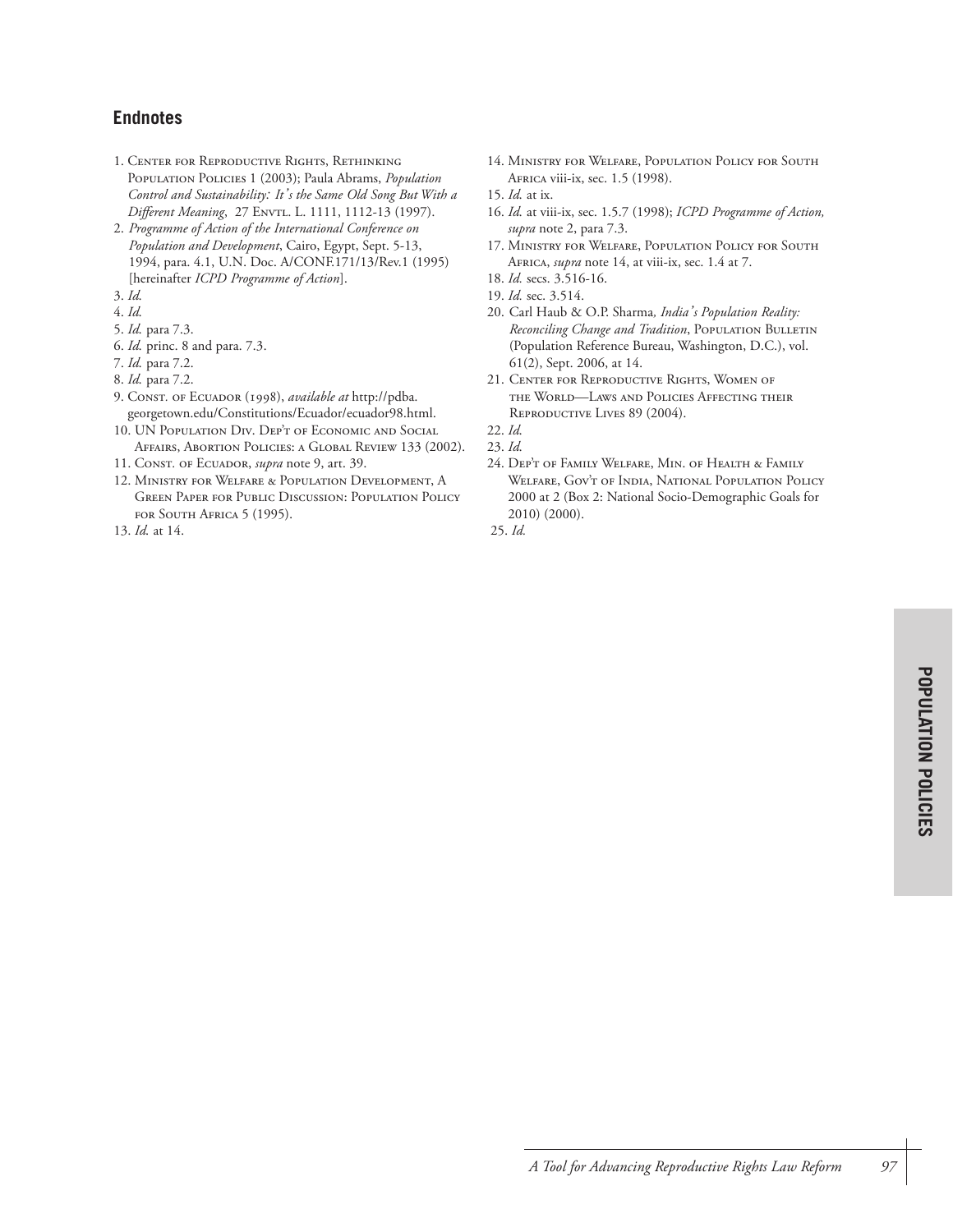## Endnotes

1. Center for Reproductive Rights, Rethinking Population Policies 1 (2003); Paula Abrams, *Population Control and Sustainability: It's the Same Old Song But With a Different Meaning*, 27 Envtl. L. 1111, 1112-13 (1997).
2. *Programme of Action of the International Conference on Population and Development*, Cairo, Egypt, Sept. 5-13, 1994, para. 4.1, U.N. Doc. A/CONF.171/13/Rev.1 (1995) [hereinafter *ICPD Programme of Action*].
3. *Id.*
4. *Id.*
5. *Id.* para 7.3.
6. *Id.* princ. 8 and para. 7.3.
7. *Id.* para 7.2.
8. *Id.* para 7.2.
9. Const. of Ecuador (1998), *available at* http://pdba.georgetown.edu/Constitutions/Ecuador/ecuador98.html.
10. UN Population Div. Dep't of Economic and Social Affairs, Abortion Policies: a Global Review 133 (2002).
11. Const. of Ecuador, *supra* note 9, art. 39.
12. Ministry for Welfare & Population Development, A Green Paper for Public Discussion: Population Policy for South Africa 5 (1995).
13. *Id.* at 14.
14. Ministry for Welfare, Population Policy for South Africa viii-ix, sec. 1.5 (1998).
15. *Id.* at ix.
16. *Id.* at viii-ix, sec. 1.5.7 (1998); *ICPD Programme of Action, supra* note 2, para 7.3.
17. Ministry for Welfare, Population Policy for South Africa, *supra* note 14, at viii-ix, sec. 1.4 at 7.
18. *Id.* secs. 3.516-16.
19. *Id.* sec. 3.514.
20. Carl Haub & O.P. Sharma, *India's Population Reality: Reconciling Change and Tradition*, Population Bulletin (Population Reference Bureau, Washington, D.C.), vol. 61(2), Sept. 2006, at 14.
21. Center for Reproductive Rights, Women of the World—Laws and Policies Affecting their Reproductive Lives 89 (2004).
22. *Id.*
23. *Id.*
24. Dep't of Family Welfare, Min. of Health & Family Welfare, Gov't of India, National Population Policy 2000 at 2 (Box 2: National Socio-Demographic Goals for 2010) (2000).
25. *Id.*